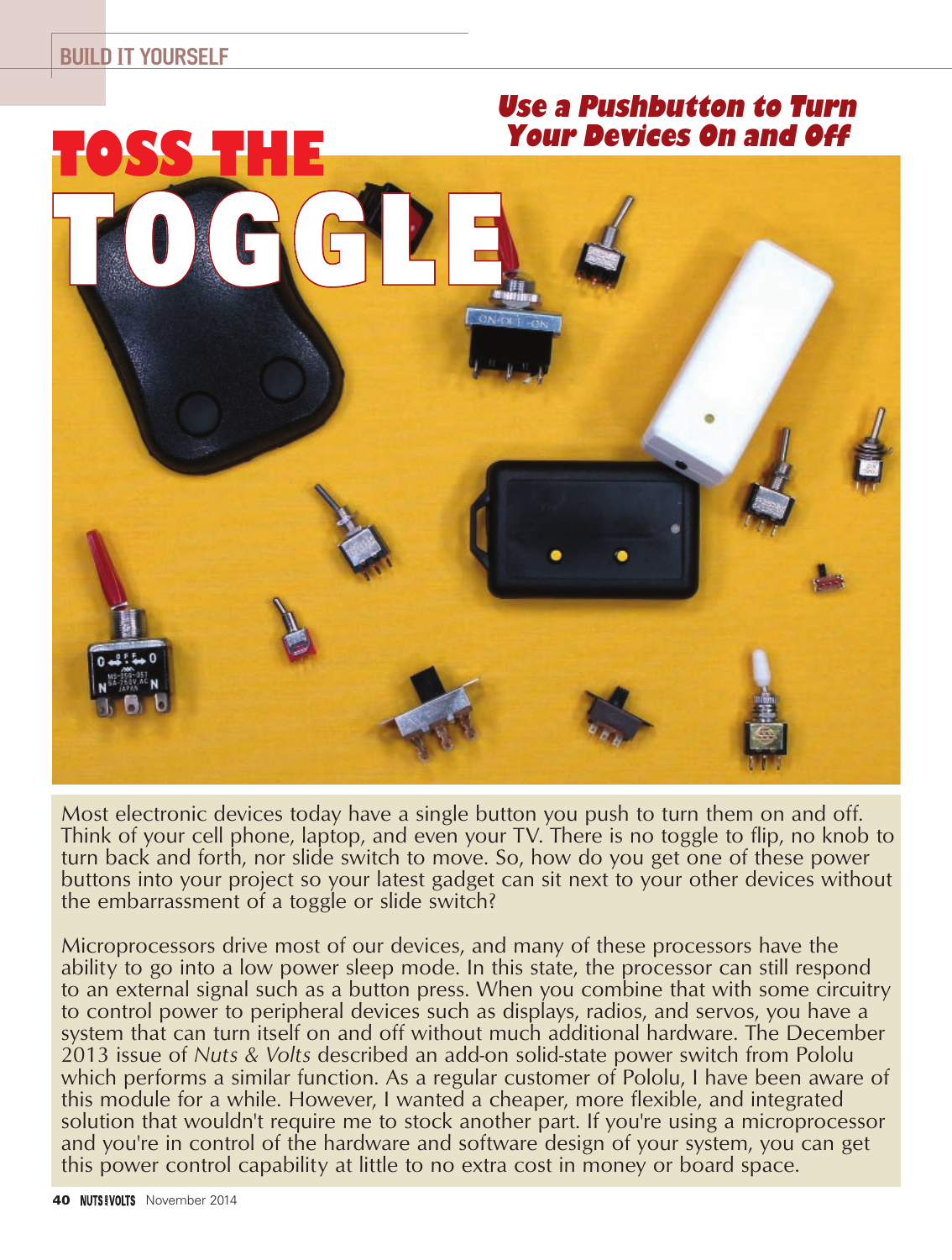# TOSS THE TOGGLE

## *Use a Pushbutton to Turn Your Devices On and Off*

Most electronic devices today have a single button you push to turn them on and off. Think of your cell phone, laptop, and even your TV. There is no toggle to flip, no knob to turn back and forth, nor slide switch to move. So, how do you get one of these power buttons into your project so your latest gadget can sit next to your other devices without the embarrassment of a toggle or slide switch?

Microprocessors drive most of our devices, and many of these processors have the ability to go into a low power sleep mode. In this state, the processor can still respond to an external signal such as a button press. When you combine that with some circuitry to control power to peripheral devices such as displays, radios, and servos, you have a system that can turn itself on and off without much additional hardware. The December 2013 issue of *Nuts & Volts* described an add-on solid-state power switch from Pololu which performs a similar function. As a regular customer of Pololu, I have been aware of this module for a while. However, I wanted a cheaper, more flexible, and integrated solution that wouldn't require me to stock another part. If you're using a microprocessor and you're in control of the hardware and software design of your system, you can get this power control capability at little to no extra cost in money or board space.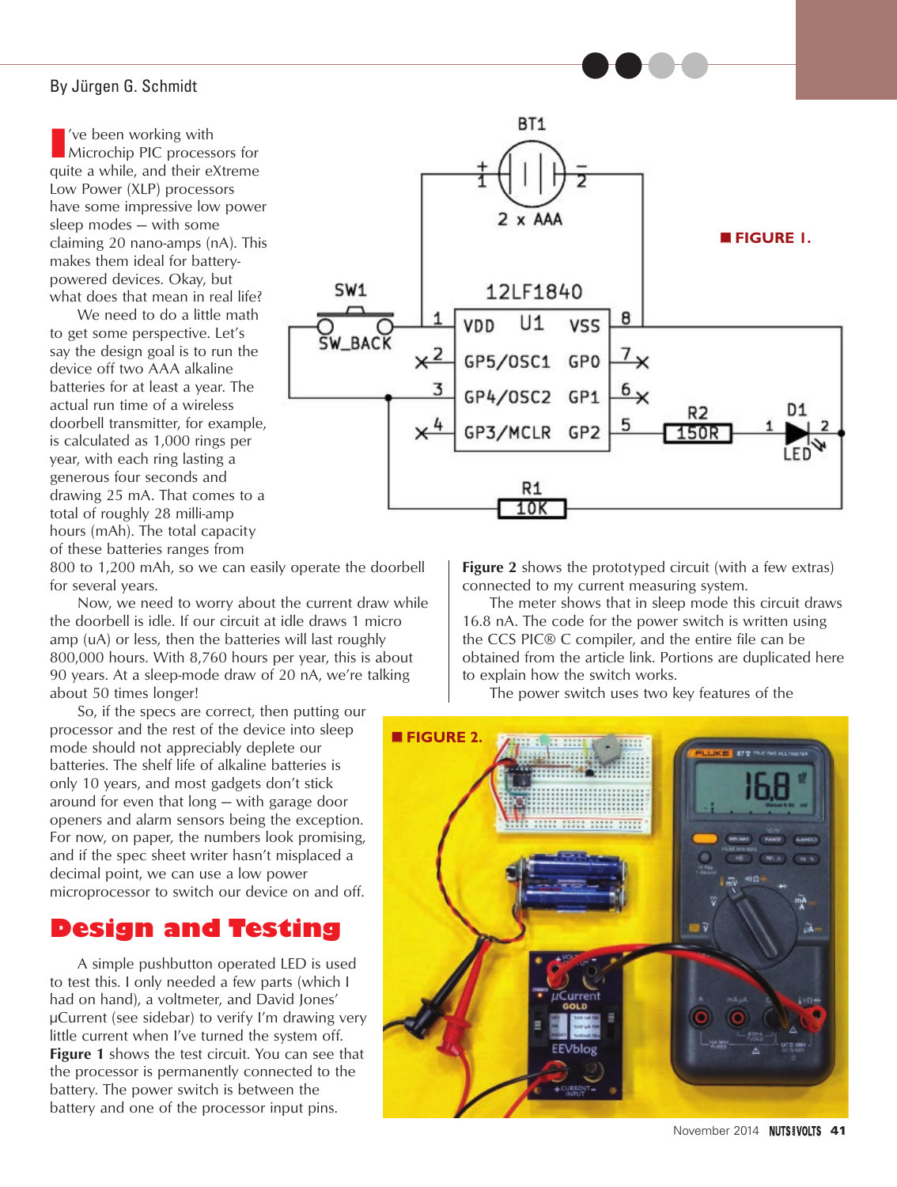By Jürgen G. Schmidt

I've been working with Microchip PIC processors for quite a while, and their eXtreme Low Power (XLP) processors have some impressive low power sleep modes — with some claiming 20 nano-amps (nA). This makes them ideal for battery-powered devices. Okay, but what does that mean in real life?

We need to do a little math to get some perspective. Let's say the design goal is to run the device off two AAA alkaline batteries for at least a year. The actual run time of a wireless doorbell transmitter, for example, is calculated as 1,000 rings per year, with each ring lasting a generous four seconds and drawing 25 mA. That comes to a total of roughly 28 milli-amp hours (mAh). The total capacity of these batteries ranges from 800 to 1,200 mAh, so we can easily operate the doorbell for several years.

Now, we need to worry about the current draw while the doorbell is idle. If our circuit at idle draws 1 micro amp (uA) or less, then the batteries will last roughly 800,000 hours. With 8,760 hours per year, this is about 90 years. At a sleep-mode draw of 20 nA, we're talking about 50 times longer!

So, if the specs are correct, then putting our processor and the rest of the device into sleep mode should not appreciably deplete our batteries. The shelf life of alkaline batteries is only 10 years, and most gadgets don't stick around for even that long — with garage door openers and alarm sensors being the exception. For now, on paper, the numbers look promising, and if the spec sheet writer hasn't misplaced a decimal point, we can use a low power microprocessor to switch our device on and off.

FIGURE 1.

## Design and Testing

A simple pushbutton operated LED is used to test this. I only needed a few parts (which I had on hand), a voltmeter, and David Jones' µCurrent (see sidebar) to verify I'm drawing very little current when I've turned the system off. **Figure 1** shows the test circuit. You can see that the processor is permanently connected to the battery. The power switch is between the battery and one of the processor input pins.

**Figure 2** shows the prototyped circuit (with a few extras) connected to my current measuring system.

The meter shows that in sleep mode this circuit draws 16.8 nA. The code for the power switch is written using the CCS PIC® C compiler, and the entire file can be obtained from the article link. Portions are duplicated here to explain how the switch works.

The power switch uses two key features of the

FIGURE 2.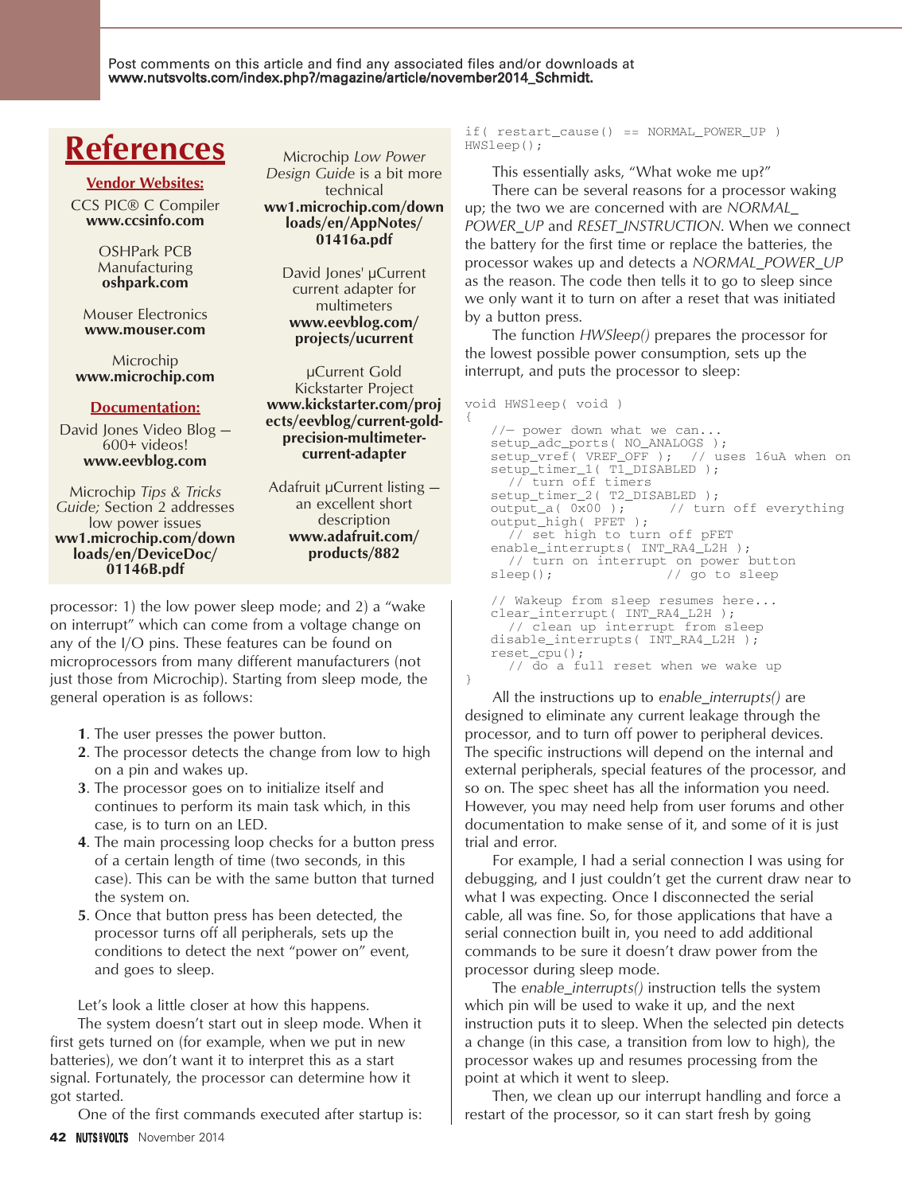Post comments on this article and find any associated files and/or downloads at **www.nutsvolts.com/index.php?/magazine/article/november2014_Schmidt.**

## References

**Vendor Websites:**

CCS PIC® C Compiler
**www.ccsinfo.com**

OSHPark PCB Manufacturing
**oshpark.com**

Mouser Electronics
**www.mouser.com**

Microchip
**www.microchip.com**

**Documentation:**

David Jones Video Blog — 600+ videos!
**www.eevblog.com**

Microchip *Tips & Tricks Guide;* Section 2 addresses low power issues
**ww1.microchip.com/downloads/en/DeviceDoc/01146B.pdf**

Microchip *Low Power Design Guide* is a bit more technical
**ww1.microchip.com/downloads/en/AppNotes/01416a.pdf**

David Jones' µCurrent current adapter for multimeters
**www.eevblog.com/projects/ucurrent**

µCurrent Gold Kickstarter Project
**www.kickstarter.com/projects/eevblog/current-gold-precision-multimeter-current-adapter**

Adafruit µCurrent listing — an excellent short description
**www.adafruit.com/products/882**

processor: 1) the low power sleep mode; and 2) a "wake on interrupt" which can come from a voltage change on any of the I/O pins. These features can be found on microprocessors from many different manufacturers (not just those from Microchip). Starting from sleep mode, the general operation is as follows:

1. The user presses the power button.
2. The processor detects the change from low to high on a pin and wakes up.
3. The processor goes on to initialize itself and continues to perform its main task which, in this case, is to turn on an LED.
4. The main processing loop checks for a button press of a certain length of time (two seconds, in this case). This can be with the same button that turned the system on.
5. Once that button press has been detected, the processor turns off all peripherals, sets up the conditions to detect the next "power on" event, and goes to sleep.

Let's look a little closer at how this happens.

The system doesn't start out in sleep mode. When it first gets turned on (for example, when we put in new batteries), we don't want it to interpret this as a start signal. Fortunately, the processor can determine how it got started.

One of the first commands executed after startup is:

```
if( restart_cause() == NORMAL_POWER_UP )
HWSleep();
```

This essentially asks, "What woke me up?"

There can be several reasons for a processor waking up; the two we are concerned with are *NORMAL_POWER_UP* and *RESET_INSTRUCTION*. When we connect the battery for the first time or replace the batteries, the processor wakes up and detects a *NORMAL_POWER_UP* as the reason. The code then tells it to go to sleep since we only want it to turn on after a reset that was initiated by a button press.

The function *HWSleep()* prepares the processor for the lowest possible power consumption, sets up the interrupt, and puts the processor to sleep:

```
void HWSleep( void )
{
   //— power down what we can...
   setup_adc_ports( NO_ANALOGS );
   setup_vref( VREF_OFF );  // uses 16uA when on
   setup_timer_1( T1_DISABLED );
     // turn off timers
   setup_timer_2( T2_DISABLED );
   output_a( 0x00 );      // turn off everything
   output_high( PFET );
     // set high to turn off pFET
   enable_interrupts( INT_RA4_L2H );
     // turn on interrupt on power button
   sleep();              // go to sleep

   // Wakeup from sleep resumes here...
   clear_interrupt( INT_RA4_L2H );
     // clean up interrupt from sleep
   disable_interrupts( INT_RA4_L2H );
   reset_cpu();
     // do a full reset when we wake up
}
```

All the instructions up to *enable_interrupts()* are designed to eliminate any current leakage through the processor, and to turn off power to peripheral devices. The specific instructions will depend on the internal and external peripherals, special features of the processor, and so on. The spec sheet has all the information you need. However, you may need help from user forums and other documentation to make sense of it, and some of it is just trial and error.

For example, I had a serial connection I was using for debugging, and I just couldn't get the current draw near to what I was expecting. Once I disconnected the serial cable, all was fine. So, for those applications that have a serial connection built in, you need to add additional commands to be sure it doesn't draw power from the processor during sleep mode.

The *enable_interrupts()* instruction tells the system which pin will be used to wake it up, and the next instruction puts it to sleep. When the selected pin detects a change (in this case, a transition from low to high), the processor wakes up and resumes processing from the point at which it went to sleep.

Then, we clean up our interrupt handling and force a restart of the processor, so it can start fresh by going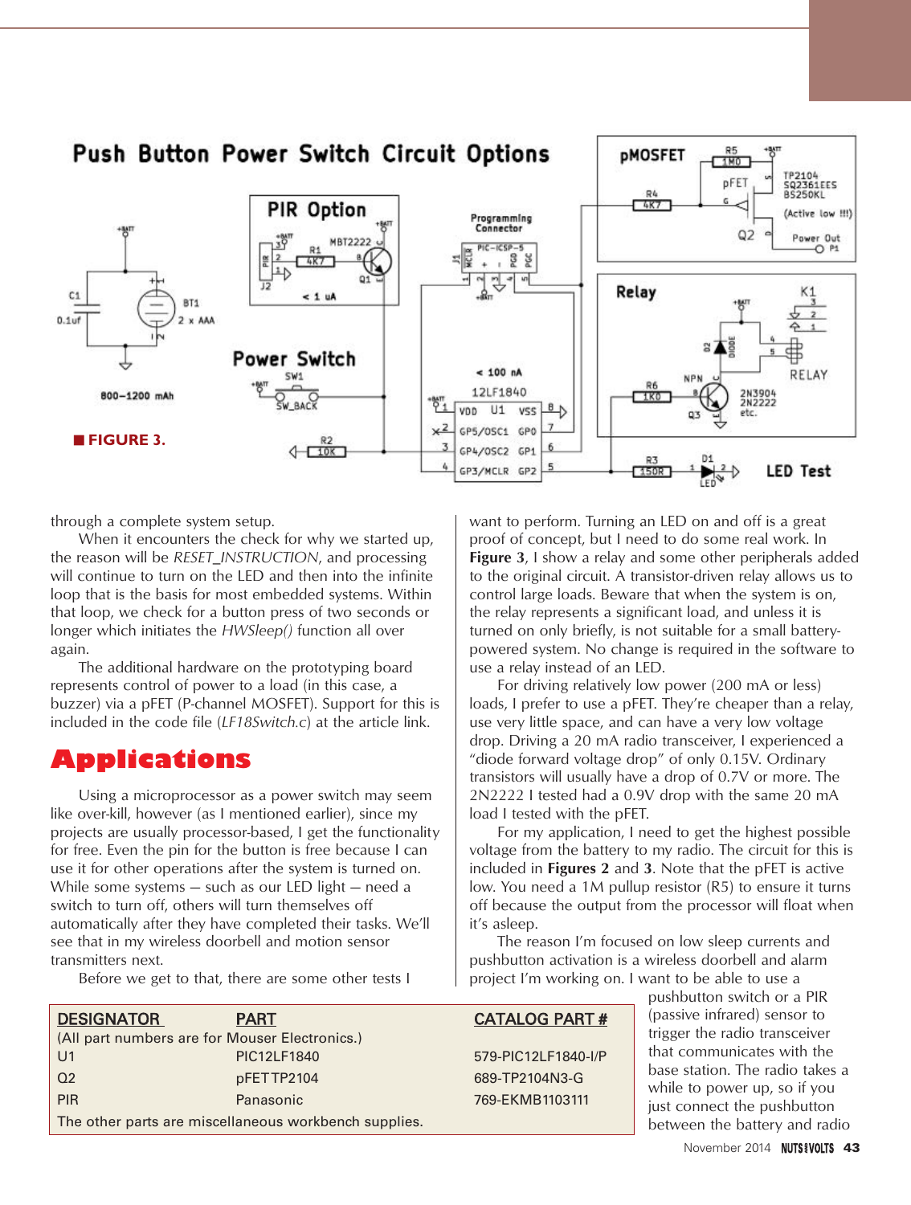**■ FIGURE 3.**

through a complete system setup.

When it encounters the check for why we started up, the reason will be *RESET_INSTRUCTION*, and processing will continue to turn on the LED and then into the infinite loop that is the basis for most embedded systems. Within that loop, we check for a button press of two seconds or longer which initiates the *HWSleep()* function all over again.

The additional hardware on the prototyping board represents control of power to a load (in this case, a buzzer) via a pFET (P-channel MOSFET). Support for this is included in the code file (*LF18Switch.c*) at the article link.

## Applications

Using a microprocessor as a power switch may seem like over-kill, however (as I mentioned earlier), since my projects are usually processor-based, I get the functionality for free. Even the pin for the button is free because I can use it for other operations after the system is turned on. While some systems — such as our LED light — need a switch to turn off, others will turn themselves off automatically after they have completed their tasks. We'll see that in my wireless doorbell and motion sensor transmitters next.

Before we get to that, there are some other tests I want to perform. Turning an LED on and off is a great proof of concept, but I need to do some real work. In **Figure 3**, I show a relay and some other peripherals added to the original circuit. A transistor-driven relay allows us to control large loads. Beware that when the system is on, the relay represents a significant load, and unless it is turned on only briefly, is not suitable for a small battery-powered system. No change is required in the software to use a relay instead of an LED.

For driving relatively low power (200 mA or less) loads, I prefer to use a pFET. They're cheaper than a relay, use very little space, and can have a very low voltage drop. Driving a 20 mA radio transceiver, I experienced a "diode forward voltage drop" of only 0.15V. Ordinary transistors will usually have a drop of 0.7V or more. The 2N2222 I tested had a 0.9V drop with the same 20 mA load I tested with the pFET.

For my application, I need to get the highest possible voltage from the battery to my radio. The circuit for this is included in **Figures 2** and **3**. Note that the pFET is active low. You need a 1M pullup resistor (R5) to ensure it turns off because the output from the processor will float when it's asleep.

The reason I'm focused on low sleep currents and pushbutton activation is a wireless doorbell and alarm project I'm working on. I want to be able to use a pushbutton switch or a PIR (passive infrared) sensor to trigger the radio transceiver that communicates with the base station. The radio takes a while to power up, so if you just connect the pushbutton between the battery and radio

| DESIGNATOR | PART | CATALOG PART # |
|---|---|---|
| (All part numbers are for Mouser Electronics.) | | |
| U1 | PIC12LF1840 | 579-PIC12LF1840-I/P |
| Q2 | pFET TP2104 | 689-TP2104N3-G |
| PIR | Panasonic | 769-EKMB1103111 |
| The other parts are miscellaneous workbench supplies. | | |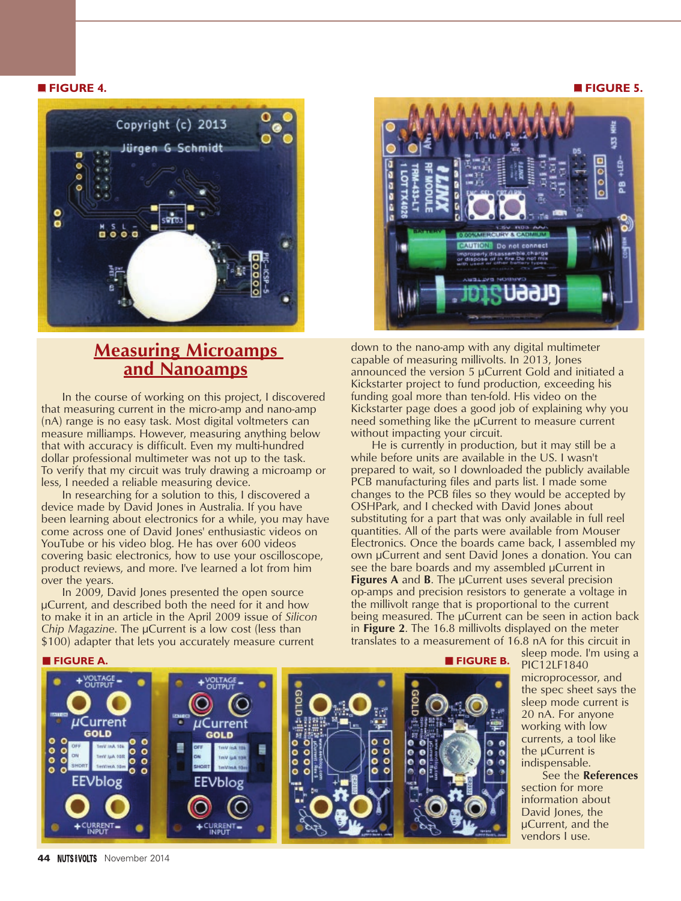■ FIGURE 4.

■ FIGURE 5.

## Measuring Microamps and Nanoamps

In the course of working on this project, I discovered that measuring current in the micro-amp and nano-amp (nA) range is no easy task. Most digital voltmeters can measure milliamps. However, measuring anything below that with accuracy is difficult. Even my multi-hundred dollar professional multimeter was not up to the task. To verify that my circuit was truly drawing a microamp or less, I needed a reliable measuring device.

In researching for a solution to this, I discovered a device made by David Jones in Australia. If you have been learning about electronics for a while, you may have come across one of David Jones' enthusiastic videos on YouTube or his video blog. He has over 600 videos covering basic electronics, how to use your oscilloscope, product reviews, and more. I've learned a lot from him over the years.

In 2009, David Jones presented the open source µCurrent, and described both the need for it and how to make it in an article in the April 2009 issue of *Silicon Chip Magazine*. The µCurrent is a low cost (less than $100) adapter that lets you accurately measure current down to the nano-amp with any digital multimeter capable of measuring millivolts. In 2013, Jones announced the version 5 µCurrent Gold and initiated a Kickstarter project to fund production, exceeding his funding goal more than ten-fold. His video on the Kickstarter page does a good job of explaining why you need something like the µCurrent to measure current without impacting your circuit.

He is currently in production, but it may still be a while before units are available in the US. I wasn't prepared to wait, so I downloaded the publicly available PCB manufacturing files and parts list. I made some changes to the PCB files so they would be accepted by OSHPark, and I checked with David Jones about substituting for a part that was only available in full reel quantities. All of the parts were available from Mouser Electronics. Once the boards came back, I assembled my own µCurrent and sent David Jones a donation. You can see the bare boards and my assembled µCurrent in **Figures A** and **B**. The µCurrent uses several precision op-amps and precision resistors to generate a voltage in the millivolt range that is proportional to the current being measured. The µCurrent can be seen in action back in **Figure 2**. The 16.8 millivolts displayed on the meter translates to a measurement of 16.8 nA for this circuit in sleep mode. I'm using a PIC12LF1840 microprocessor, and the spec sheet says the sleep mode current is 20 nA. For anyone working with low currents, a tool like the µCurrent is indispensable.

See the **References** section for more information about David Jones, the µCurrent, and the vendors I use.

■ FIGURE A.

■ FIGURE B.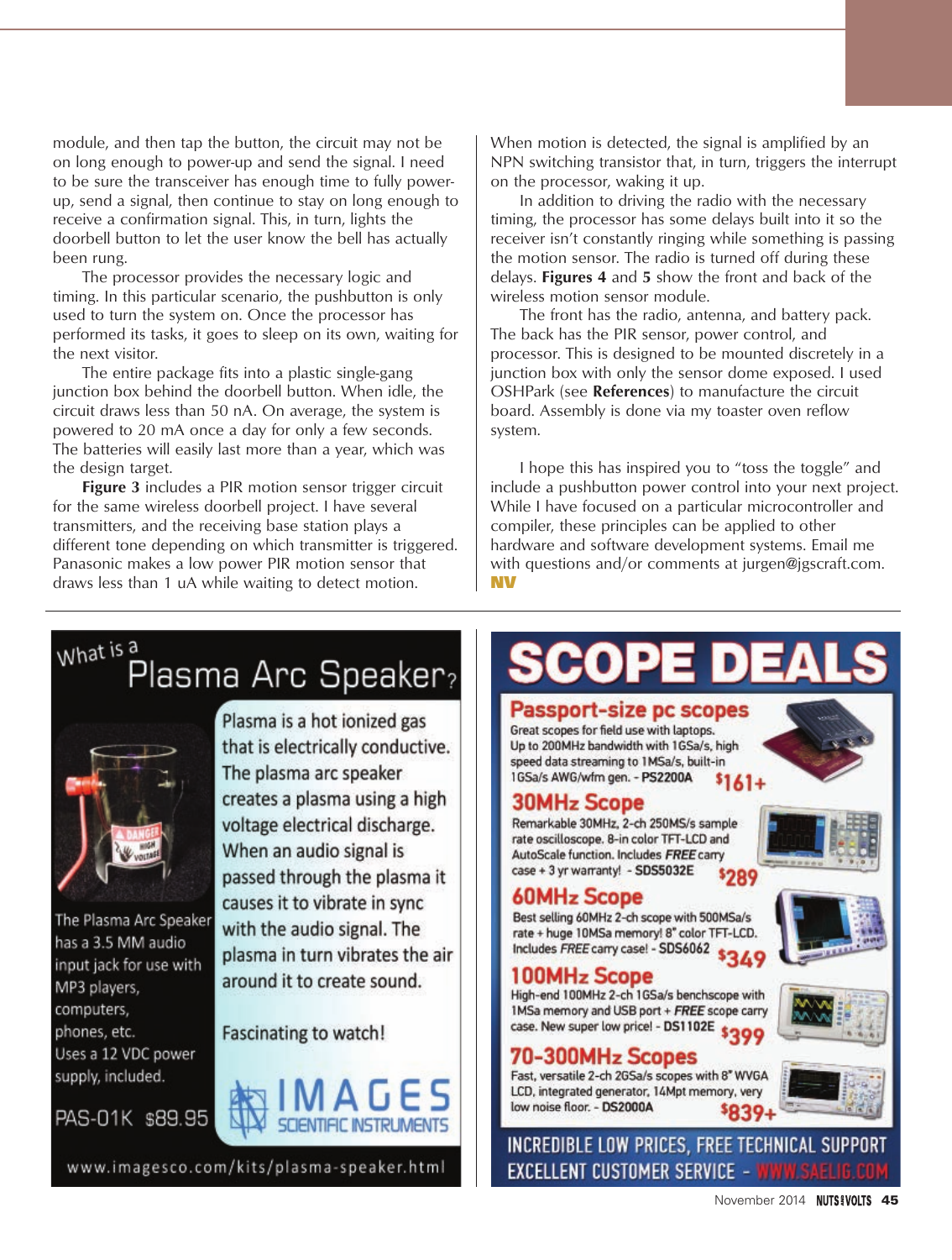module, and then tap the button, the circuit may not be on long enough to power-up and send the signal. I need to be sure the transceiver has enough time to fully power-up, send a signal, then continue to stay on long enough to receive a confirmation signal. This, in turn, lights the doorbell button to let the user know the bell has actually been rung.

The processor provides the necessary logic and timing. In this particular scenario, the pushbutton is only used to turn the system on. Once the processor has performed its tasks, it goes to sleep on its own, waiting for the next visitor.

The entire package fits into a plastic single-gang junction box behind the doorbell button. When idle, the circuit draws less than 50 nA. On average, the system is powered to 20 mA once a day for only a few seconds. The batteries will easily last more than a year, which was the design target.

**Figure 3** includes a PIR motion sensor trigger circuit for the same wireless doorbell project. I have several transmitters, and the receiving base station plays a different tone depending on which transmitter is triggered. Panasonic makes a low power PIR motion sensor that draws less than 1 uA while waiting to detect motion.

When motion is detected, the signal is amplified by an NPN switching transistor that, in turn, triggers the interrupt on the processor, waking it up.

In addition to driving the radio with the necessary timing, the processor has some delays built into it so the receiver isn't constantly ringing while something is passing the motion sensor. The radio is turned off during these delays. **Figures 4** and **5** show the front and back of the wireless motion sensor module.

The front has the radio, antenna, and battery pack. The back has the PIR sensor, power control, and processor. This is designed to be mounted discretely in a junction box with only the sensor dome exposed. I used OSHPark (see **References**) to manufacture the circuit board. Assembly is done via my toaster oven reflow system.

I hope this has inspired you to "toss the toggle" and include a pushbutton power control into your next project. While I have focused on a particular microcontroller and compiler, these principles can be applied to other hardware and software development systems. Email me with questions and/or comments at jurgen@jgscraft.com. **NV**

What is a Plasma Arc Speaker?

Plasma is a hot ionized gas that is electrically conductive. The plasma arc speaker creates a plasma using a high voltage electrical discharge. When an audio signal is passed through the plasma it causes it to vibrate in sync with the audio signal. The plasma in turn vibrates the air around it to create sound.

Fascinating to watch!

The Plasma Arc Speaker has a 3.5 MM audio input jack for use with MP3 players, computers, phones, etc. Uses a 12 VDC power supply, included.

PAS-01K $89.95

IMAGES SCIENTIFIC INSTRUMENTS

www.imagesco.com/kits/plasma-speaker.html

SCOPE DEALS

Passport-size pc scopes
Great scopes for field use with laptops. Up to 200MHz bandwidth with 1GSa/s, high speed data streaming to 1MSa/s, built-in 1GSa/s AWG/wfm gen. - PS2200A $161+

30MHz Scope
Remarkable 30MHz, 2-ch 250MS/s sample rate oscilloscope. 8-in color TFT-LCD and AutoScale function. Includes FREE carry case + 3 yr warranty! - SDS5032E $289

60MHz Scope
Best selling 60MHz 2-ch scope with 500MSa/s rate + huge 10MSa memory! 8" color TFT-LCD. Includes FREE carry case! - SDS6062 $349

100MHz Scope
High-end 100MHz 2-ch 1GSa/s benchscope with 1MSa memory and USB port + FREE scope carry case. New super low price! - DS1102E $399

70-300MHz Scopes
Fast, versatile 2-ch 2GSa/s scopes with 8" WVGA LCD, integrated generator, 14Mpt memory, very low noise floor. - DS2000A $839+

INCREDIBLE LOW PRICES, FREE TECHNICAL SUPPORT
EXCELLENT CUSTOMER SERVICE - WWW.SAELIG.COM